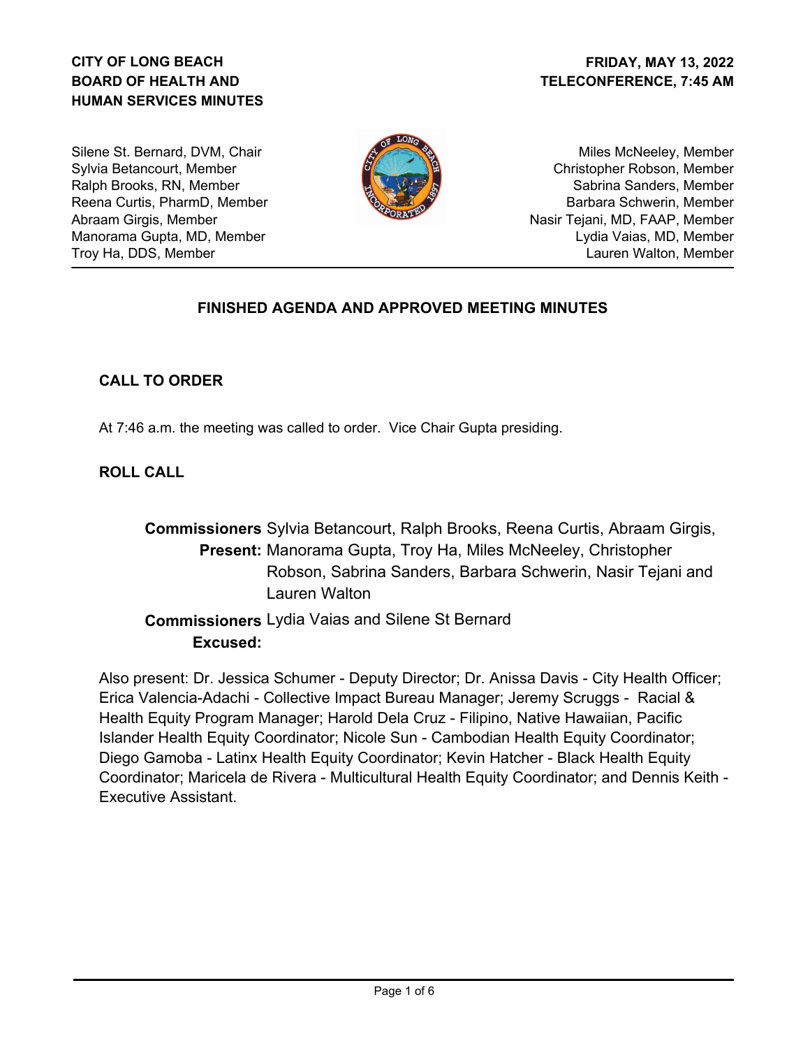**CITY OF LONG BEACH**
**BOARD OF HEALTH AND HUMAN SERVICES MINUTES**

**FRIDAY, MAY 13, 2022**
**TELECONFERENCE, 7:45 AM**

Silene St. Bernard, DVM, Chair
Sylvia Betancourt, Member
Ralph Brooks, RN, Member
Reena Curtis, PharmD, Member
Abraam Girgis, Member
Manorama Gupta, MD, Member
Troy Ha, DDS, Member
Miles McNeeley, Member
Christopher Robson, Member
Sabrina Sanders, Member
Barbara Schwerin, Member
Nasir Tejani, MD, FAAP, Member
Lydia Vaias, MD, Member
Lauren Walton, Member

## FINISHED AGENDA AND APPROVED MEETING MINUTES

### CALL TO ORDER

At 7:46 a.m. the meeting was called to order. Vice Chair Gupta presiding.

### ROLL CALL

**Commissioners Present:** Sylvia Betancourt, Ralph Brooks, Reena Curtis, Abraam Girgis, Manorama Gupta, Troy Ha, Miles McNeeley, Christopher Robson, Sabrina Sanders, Barbara Schwerin, Nasir Tejani and Lauren Walton

**Commissioners Excused:** Lydia Vaias and Silene St Bernard

Also present: Dr. Jessica Schumer - Deputy Director; Dr. Anissa Davis - City Health Officer; Erica Valencia-Adachi - Collective Impact Bureau Manager; Jeremy Scruggs - Racial & Health Equity Program Manager; Harold Dela Cruz - Filipino, Native Hawaiian, Pacific Islander Health Equity Coordinator; Nicole Sun - Cambodian Health Equity Coordinator; Diego Gamoba - Latinx Health Equity Coordinator; Kevin Hatcher - Black Health Equity Coordinator; Maricela de Rivera - Multicultural Health Equity Coordinator; and Dennis Keith - Executive Assistant.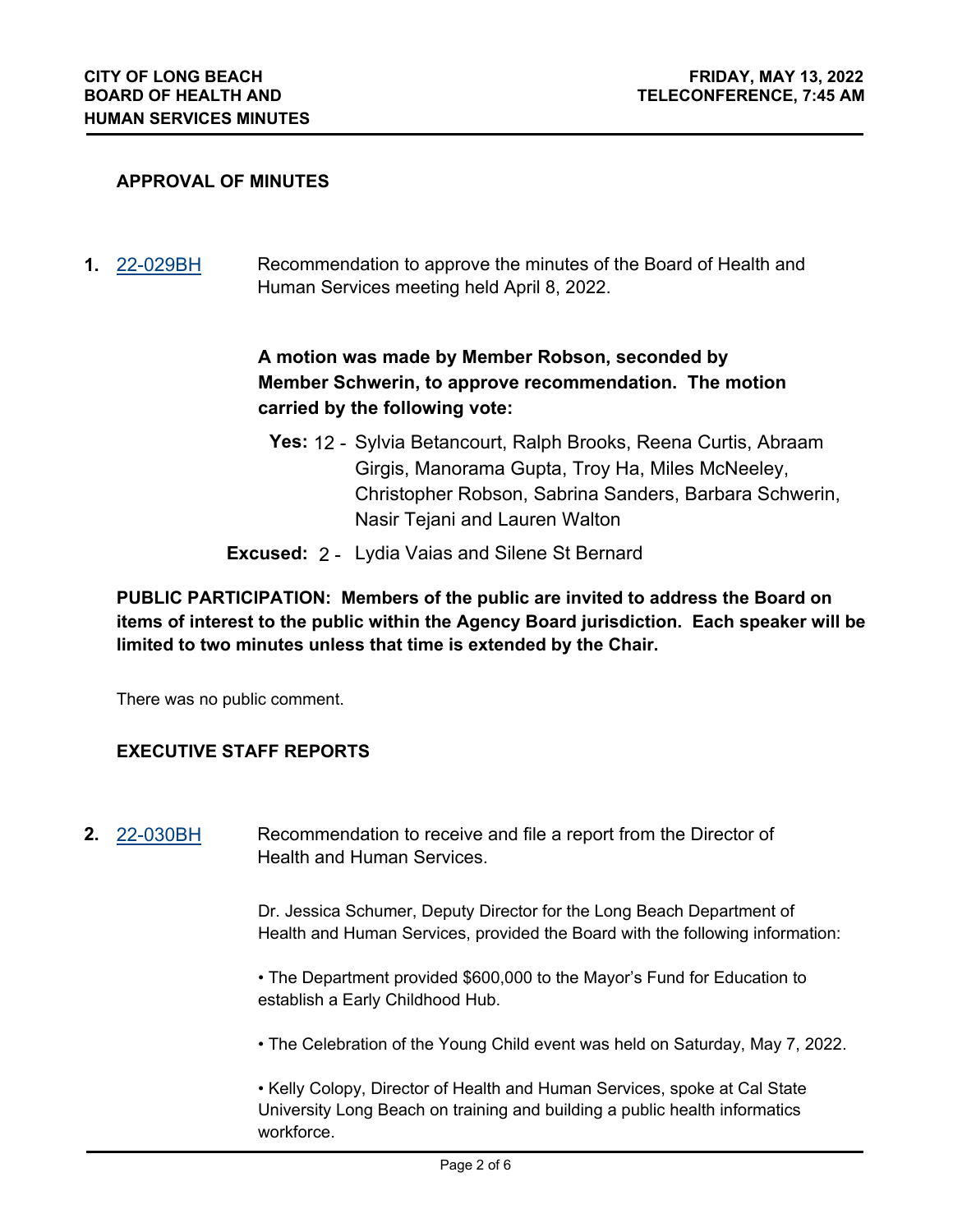## APPROVAL OF MINUTES

**1.** [22-029BH] Recommendation to approve the minutes of the Board of Health and Human Services meeting held April 8, 2022.

**A motion was made by Member Robson, seconded by Member Schwerin, to approve recommendation. The motion carried by the following vote:**

**Yes:** 12 - Sylvia Betancourt, Ralph Brooks, Reena Curtis, Abraam Girgis, Manorama Gupta, Troy Ha, Miles McNeeley, Christopher Robson, Sabrina Sanders, Barbara Schwerin, Nasir Tejani and Lauren Walton

**Excused:** 2 - Lydia Vaias and Silene St Bernard

**PUBLIC PARTICIPATION: Members of the public are invited to address the Board on items of interest to the public within the Agency Board jurisdiction. Each speaker will be limited to two minutes unless that time is extended by the Chair.**

There was no public comment.

## EXECUTIVE STAFF REPORTS

**2.** [22-030BH] Recommendation to receive and file a report from the Director of Health and Human Services.

Dr. Jessica Schumer, Deputy Director for the Long Beach Department of Health and Human Services, provided the Board with the following information:

• The Department provided $600,000 to the Mayor's Fund for Education to establish a Early Childhood Hub.

• The Celebration of the Young Child event was held on Saturday, May 7, 2022.

• Kelly Colopy, Director of Health and Human Services, spoke at Cal State University Long Beach on training and building a public health informatics workforce.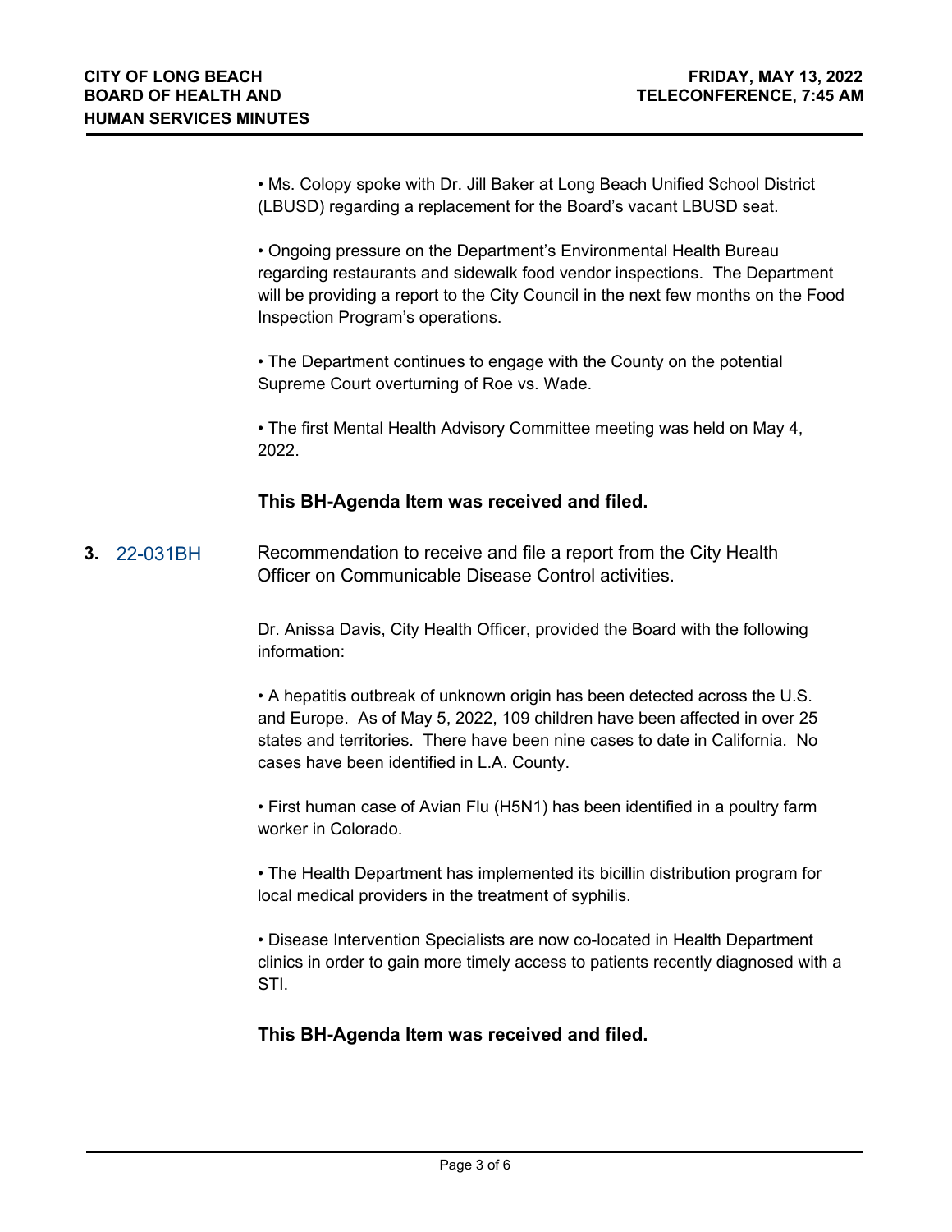• Ms. Colopy spoke with Dr. Jill Baker at Long Beach Unified School District (LBUSD) regarding a replacement for the Board's vacant LBUSD seat.

• Ongoing pressure on the Department's Environmental Health Bureau regarding restaurants and sidewalk food vendor inspections. The Department will be providing a report to the City Council in the next few months on the Food Inspection Program's operations.

• The Department continues to engage with the County on the potential Supreme Court overturning of Roe vs. Wade.

• The first Mental Health Advisory Committee meeting was held on May 4, 2022.

**This BH-Agenda Item was received and filed.**

**3.** 22-031BH Recommendation to receive and file a report from the City Health Officer on Communicable Disease Control activities.

Dr. Anissa Davis, City Health Officer, provided the Board with the following information:

• A hepatitis outbreak of unknown origin has been detected across the U.S. and Europe. As of May 5, 2022, 109 children have been affected in over 25 states and territories. There have been nine cases to date in California. No cases have been identified in L.A. County.

• First human case of Avian Flu (H5N1) has been identified in a poultry farm worker in Colorado.

• The Health Department has implemented its bicillin distribution program for local medical providers in the treatment of syphilis.

• Disease Intervention Specialists are now co-located in Health Department clinics in order to gain more timely access to patients recently diagnosed with a STI.

**This BH-Agenda Item was received and filed.**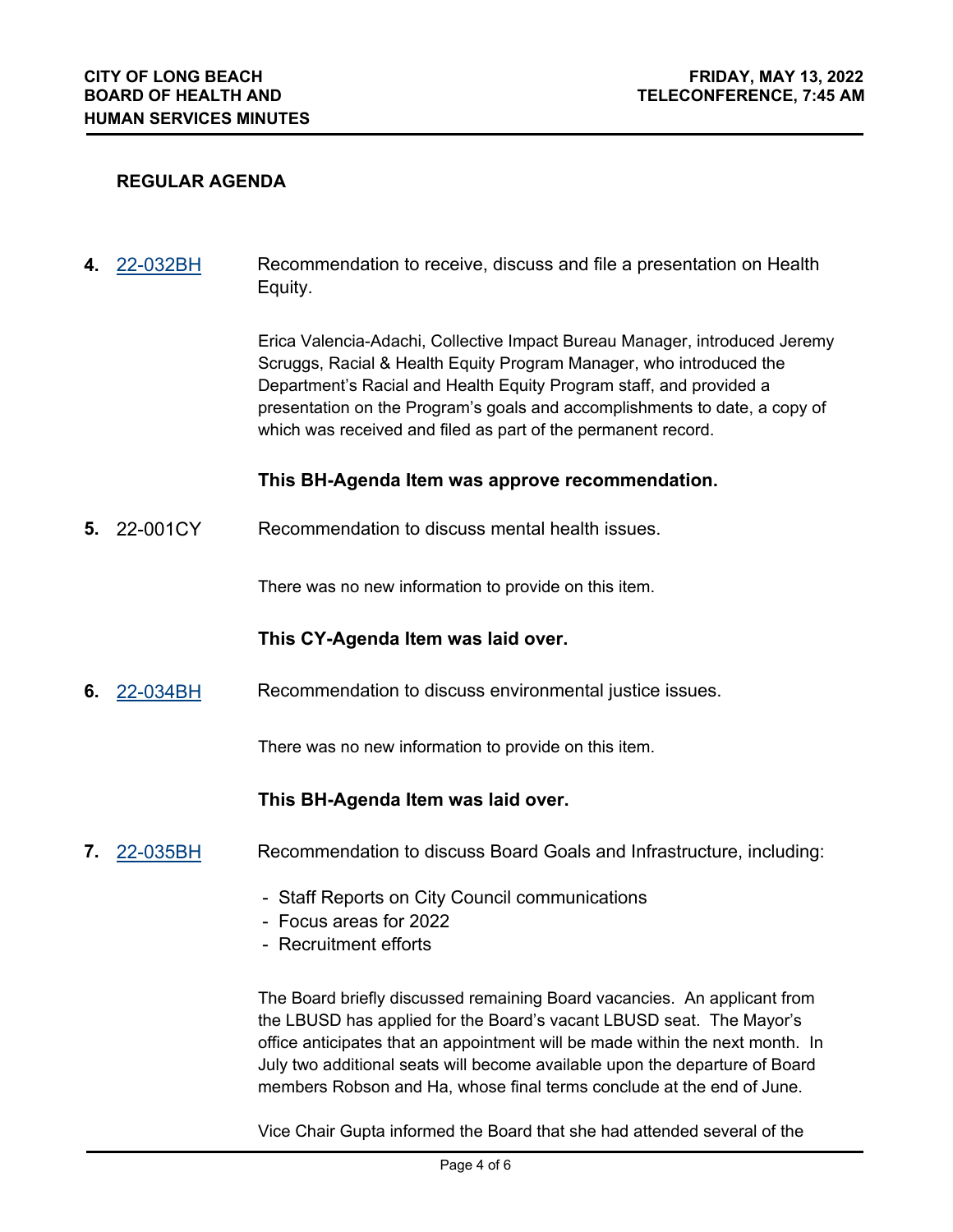## REGULAR AGENDA

**4.** 22-032BH — Recommendation to receive, discuss and file a presentation on Health Equity.

Erica Valencia-Adachi, Collective Impact Bureau Manager, introduced Jeremy Scruggs, Racial & Health Equity Program Manager, who introduced the Department's Racial and Health Equity Program staff, and provided a presentation on the Program's goals and accomplishments to date, a copy of which was received and filed as part of the permanent record.

**This BH-Agenda Item was approve recommendation.**

**5.** 22-001CY — Recommendation to discuss mental health issues.

There was no new information to provide on this item.

**This CY-Agenda Item was laid over.**

**6.** 22-034BH — Recommendation to discuss environmental justice issues.

There was no new information to provide on this item.

**This BH-Agenda Item was laid over.**

**7.** 22-035BH — Recommendation to discuss Board Goals and Infrastructure, including:

- Staff Reports on City Council communications
- Focus areas for 2022
- Recruitment efforts

The Board briefly discussed remaining Board vacancies. An applicant from the LBUSD has applied for the Board's vacant LBUSD seat. The Mayor's office anticipates that an appointment will be made within the next month. In July two additional seats will become available upon the departure of Board members Robson and Ha, whose final terms conclude at the end of June.

Vice Chair Gupta informed the Board that she had attended several of the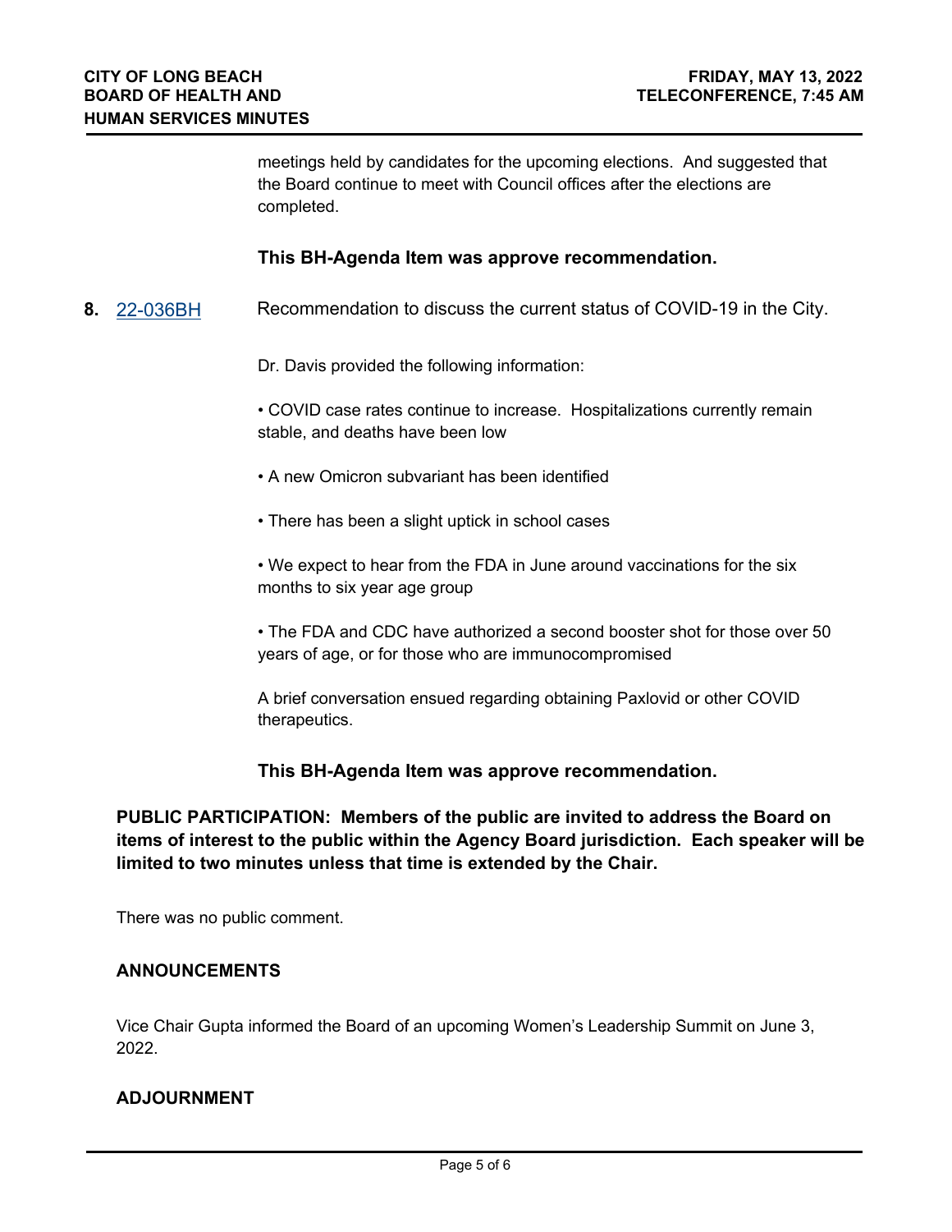meetings held by candidates for the upcoming elections. And suggested that the Board continue to meet with Council offices after the elections are completed.

**This BH-Agenda Item was approve recommendation.**

**8.** 22-036BH Recommendation to discuss the current status of COVID-19 in the City.

Dr. Davis provided the following information:

• COVID case rates continue to increase. Hospitalizations currently remain stable, and deaths have been low

• A new Omicron subvariant has been identified

• There has been a slight uptick in school cases

• We expect to hear from the FDA in June around vaccinations for the six months to six year age group

• The FDA and CDC have authorized a second booster shot for those over 50 years of age, or for those who are immunocompromised

A brief conversation ensued regarding obtaining Paxlovid or other COVID therapeutics.

**This BH-Agenda Item was approve recommendation.**

**PUBLIC PARTICIPATION: Members of the public are invited to address the Board on items of interest to the public within the Agency Board jurisdiction. Each speaker will be limited to two minutes unless that time is extended by the Chair.**

There was no public comment.

## ANNOUNCEMENTS

Vice Chair Gupta informed the Board of an upcoming Women's Leadership Summit on June 3, 2022.

## ADJOURNMENT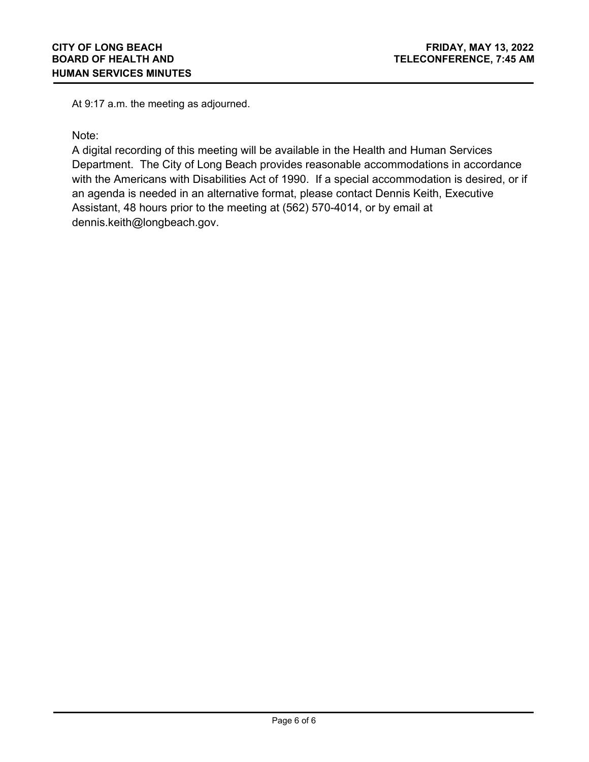At 9:17 a.m. the meeting as adjourned.

Note:

A digital recording of this meeting will be available in the Health and Human Services Department. The City of Long Beach provides reasonable accommodations in accordance with the Americans with Disabilities Act of 1990. If a special accommodation is desired, or if an agenda is needed in an alternative format, please contact Dennis Keith, Executive Assistant, 48 hours prior to the meeting at (562) 570-4014, or by email at dennis.keith@longbeach.gov.